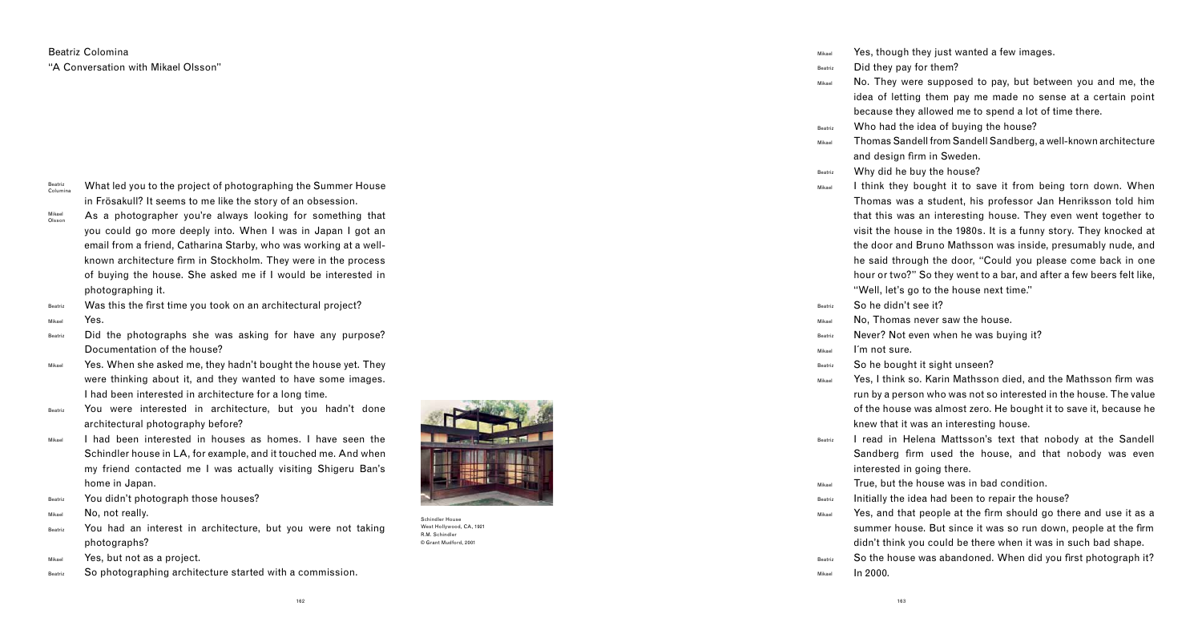Beatriz Colomina

"A Conversation with Mikael Olsson"

**Beatriz Colomina** What led you to the project of photographing the Summer House in Frösakull? It seems to me like the story of an obsession.

**Mikael Olsson** As a photographer you're always looking for something that you could go more deeply into. When I was in Japan I got an email from a friend, Catharina Starby, who was working at a well-known architecture firm in Stockholm. They were in the process of buying the house. She asked me if I would be interested in photographing it.

**Beatriz** Was this the first time you took on an architectural project?

**Mikael** Yes.

**Beatriz** Did the photographs she was asking for have any purpose? Documentation of the house?

**Mikael** Yes. When she asked me, they hadn't bought the house yet. They were thinking about it, and they wanted to have some images. I had been interested in architecture for a long time.

**Beatriz** You were interested in architecture, but you hadn't done architectural photography before?

**Mikael** I had been interested in houses as homes. I have seen the Schindler house in LA, for example, and it touched me. And when my friend contacted me I was actually visiting Shigeru Ban's home in Japan.

**Beatriz** You didn't photograph those houses?

**Mikael** No, not really.

**Beatriz** You had an interest in architecture, but you were not taking photographs?

**Mikael** Yes, but not as a project.

**Beatriz** So photographing architecture started with a commission.

Schindler House
West Hollywood, CA, 1921
R.M. Schindler
© Grant Mudford, 2001

**Mikael** Yes, though they just wanted a few images.

**Beatriz** Did they pay for them?

**Mikael** No. They were supposed to pay, but between you and me, the idea of letting them pay me made no sense at a certain point because they allowed me to spend a lot of time there.

**Beatriz** Who had the idea of buying the house?

**Mikael** Thomas Sandell from Sandell Sandberg, a well-known architecture and design firm in Sweden.

**Beatriz** Why did he buy the house?

**Mikael** I think they bought it to save it from being torn down. When Thomas was a student, his professor Jan Henriksson told him that this was an interesting house. They even went together to visit the house in the 1980s. It is a funny story. They knocked at the door and Bruno Mathsson was inside, presumably nude, and he said through the door, "Could you please come back in one hour or two?" So they went to a bar, and after a few beers felt like, "Well, let's go to the house next time."

**Beatriz** So he didn't see it?

**Mikael** No, Thomas never saw the house.

**Beatriz** Never? Not even when he was buying it?

**Mikael** I'm not sure.

**Beatriz** So he bought it sight unseen?

**Mikael** Yes, I think so. Karin Mathsson died, and the Mathsson firm was run by a person who was not so interested in the house. The value of the house was almost zero. He bought it to save it, because he knew that it was an interesting house.

**Beatriz** I read in Helena Mattsson's text that nobody at the Sandell Sandberg firm used the house, and that nobody was even interested in going there.

**Mikael** True, but the house was in bad condition.

**Beatriz** Initially the idea had been to repair the house?

**Mikael** Yes, and that people at the firm should go there and use it as a summer house. But since it was so run down, people at the firm didn't think you could be there when it was in such bad shape.

**Beatriz** So the house was abandoned. When did you first photograph it?

**Mikael** In 2000.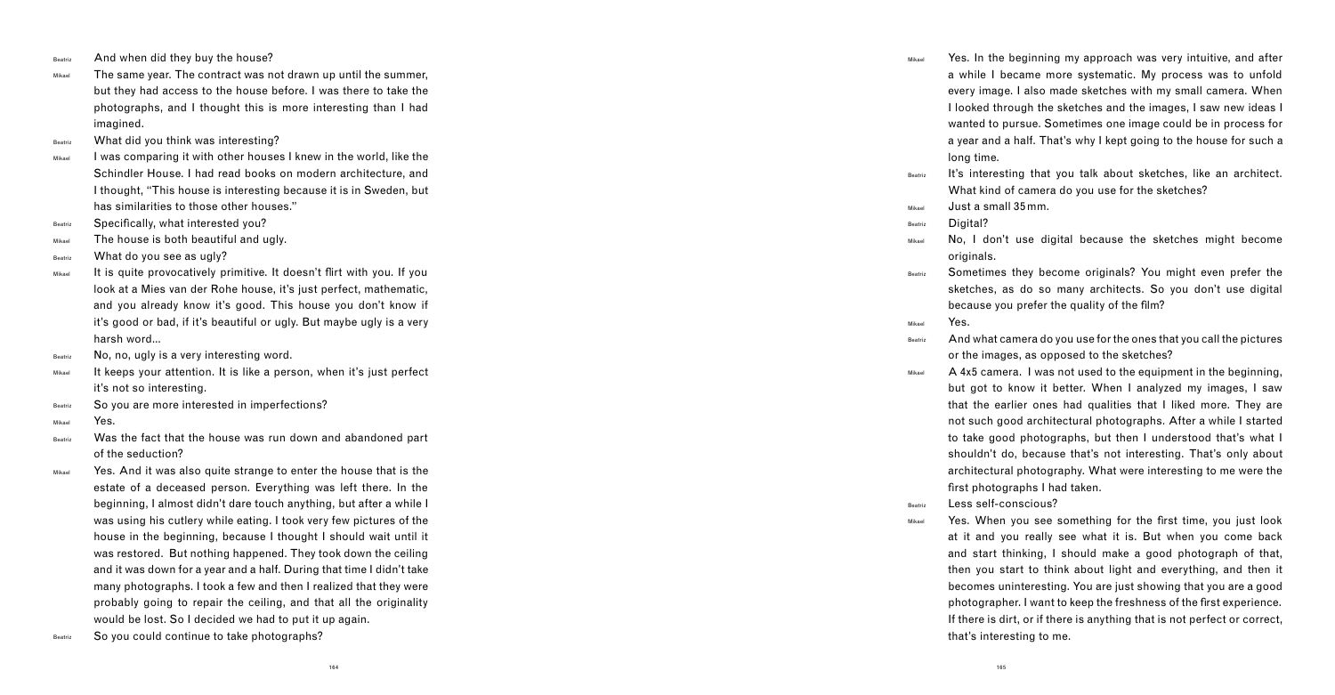**Beatriz** And when did they buy the house?

**Mikael** The same year. The contract was not drawn up until the summer, but they had access to the house before. I was there to take the photographs, and I thought this is more interesting than I had imagined.

**Beatriz** What did you think was interesting?

**Mikael** I was comparing it with other houses I knew in the world, like the Schindler House. I had read books on modern architecture, and I thought, "This house is interesting because it is in Sweden, but has similarities to those other houses."

**Beatriz** Specifically, what interested you?

**Mikael** The house is both beautiful and ugly.

**Beatriz** What do you see as ugly?

**Mikael** It is quite provocatively primitive. It doesn't flirt with you. If you look at a Mies van der Rohe house, it's just perfect, mathematic, and you already know it's good. This house you don't know if it's good or bad, if it's beautiful or ugly. But maybe ugly is a very harsh word...

**Beatriz** No, no, ugly is a very interesting word.

**Mikael** It keeps your attention. It is like a person, when it's just perfect it's not so interesting.

**Beatriz** So you are more interested in imperfections?

**Mikael** Yes.

**Beatriz** Was the fact that the house was run down and abandoned part of the seduction?

**Mikael** Yes. And it was also quite strange to enter the house that is the estate of a deceased person. Everything was left there. In the beginning, I almost didn't dare touch anything, but after a while I was using his cutlery while eating. I took very few pictures of the house in the beginning, because I thought I should wait until it was restored. But nothing happened. They took down the ceiling and it was down for a year and a half. During that time I didn't take many photographs. I took a few and then I realized that they were probably going to repair the ceiling, and that all the originality would be lost. So I decided we had to put it up again.

**Beatriz** So you could continue to take photographs?

**Mikael** Yes. In the beginning my approach was very intuitive, and after a while I became more systematic. My process was to unfold every image. I also made sketches with my small camera. When I looked through the sketches and the images, I saw new ideas I wanted to pursue. Sometimes one image could be in process for a year and a half. That's why I kept going to the house for such a long time.

**Beatriz** It's interesting that you talk about sketches, like an architect. What kind of camera do you use for the sketches?

**Mikael** Just a small 35 mm.

**Beatriz** Digital?

**Mikael** No, I don't use digital because the sketches might become originals.

**Beatriz** Sometimes they become originals? You might even prefer the sketches, as do so many architects. So you don't use digital because you prefer the quality of the film?

**Mikael** Yes.

**Beatriz** And what camera do you use for the ones that you call the pictures or the images, as opposed to the sketches?

**Mikael** A 4x5 camera. I was not used to the equipment in the beginning, but got to know it better. When I analyzed my images, I saw that the earlier ones had qualities that I liked more. They are not such good architectural photographs. After a while I started to take good photographs, but then I understood that's what I shouldn't do, because that's not interesting. That's only about architectural photography. What were interesting to me were the first photographs I had taken.

**Beatriz** Less self-conscious?

**Mikael** Yes. When you see something for the first time, you just look at it and you really see what it is. But when you come back and start thinking, I should make a good photograph of that, then you start to think about light and everything, and then it becomes uninteresting. You are just showing that you are a good photographer. I want to keep the freshness of the first experience. If there is dirt, or if there is anything that is not perfect or correct, that's interesting to me.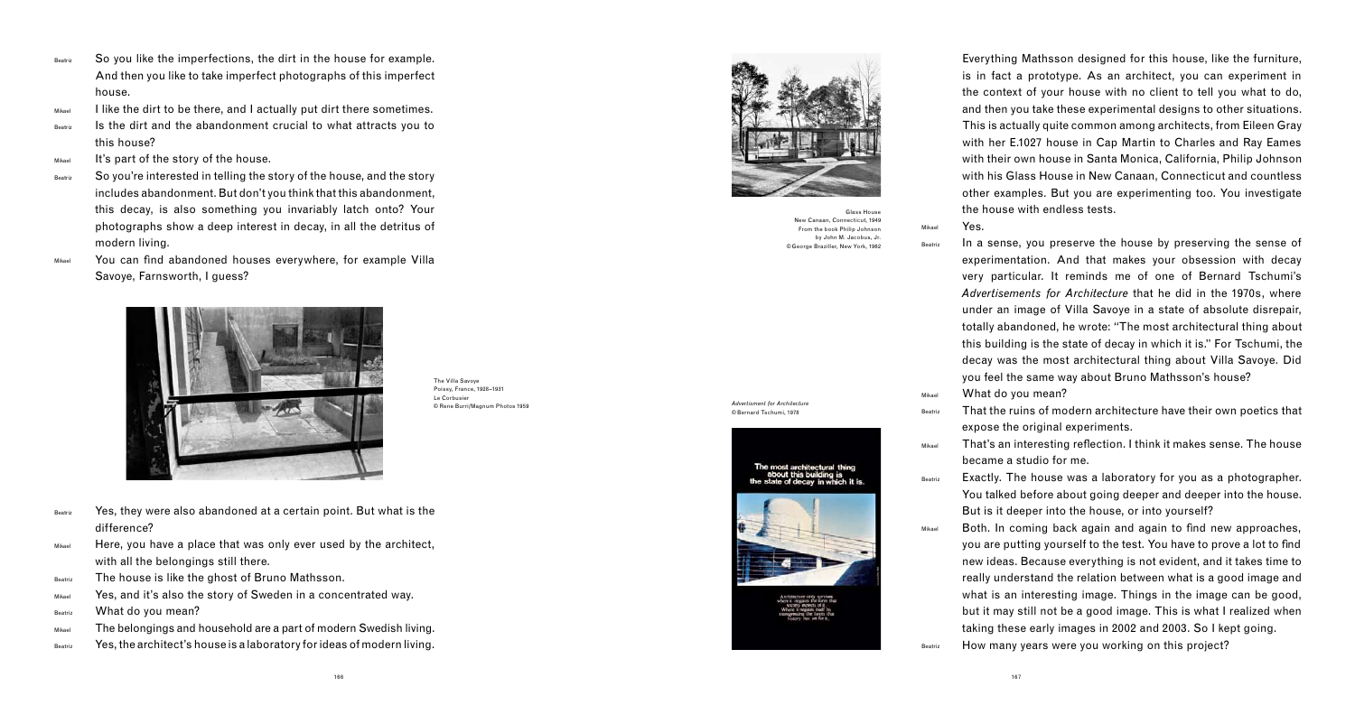**Beatriz** So you like the imperfections, the dirt in the house for example. And then you like to take imperfect photographs of this imperfect house.

**Mikael** I like the dirt to be there, and I actually put dirt there sometimes.

**Beatriz** Is the dirt and the abandonment crucial to what attracts you to this house?

**Mikael** It's part of the story of the house.

**Beatriz** So you're interested in telling the story of the house, and the story includes abandonment. But don't you think that this abandonment, this decay, is also something you invariably latch onto? Your photographs show a deep interest in decay, in all the detritus of modern living.

**Mikael** You can find abandoned houses everywhere, for example Villa Savoye, Farnsworth, I guess?

The Villa Savoye
Poissy, France, 1928–1931
Le Corbusier
© Rene Burri/Magnum Photos 1959

**Beatriz** Yes, they were also abandoned at a certain point. But what is the difference?

**Mikael** Here, you have a place that was only ever used by the architect, with all the belongings still there.

**Beatriz** The house is like the ghost of Bruno Mathsson.

**Mikael** Yes, and it's also the story of Sweden in a concentrated way.

**Beatriz** What do you mean?

**Mikael** The belongings and household are a part of modern Swedish living.

**Beatriz** Yes, the architect's house is a laboratory for ideas of modern living.

Glass House
New Canaan, Connecticut, 1949
From the book Philip Johnson
by John M. Jacobus, Jr.
© George Braziller, New York, 1962

*Advertisment for Architecture*
© Bernard Tschumi, 1976

Everything Mathsson designed for this house, like the furniture, is in fact a prototype. As an architect, you can experiment in the context of your house with no client to tell you what to do, and then you take these experimental designs to other situations. This is actually quite common among architects, from Eileen Gray with her E.1027 house in Cap Martin to Charles and Ray Eames with their own house in Santa Monica, California, Philip Johnson with his Glass House in New Canaan, Connecticut and countless other examples. But you are experimenting too. You investigate the house with endless tests.

**Mikael** Yes.

**Beatriz** In a sense, you preserve the house by preserving the sense of experimentation. And that makes your obsession with decay very particular. It reminds me of one of Bernard Tschumi's *Advertisements for Architecture* that he did in the 1970s, where under an image of Villa Savoye in a state of absolute disrepair, totally abandoned, he wrote: "The most architectural thing about this building is the state of decay in which it is." For Tschumi, the decay was the most architectural thing about Villa Savoye. Did you feel the same way about Bruno Mathsson's house?

**Mikael** What do you mean?

**Beatriz** That the ruins of modern architecture have their own poetics that expose the original experiments.

**Mikael** That's an interesting reflection. I think it makes sense. The house became a studio for me.

**Beatriz** Exactly. The house was a laboratory for you as a photographer. You talked before about going deeper and deeper into the house. But is it deeper into the house, or into yourself?

**Mikael** Both. In coming back again and again to find new approaches, you are putting yourself to the test. You have to prove a lot to find new ideas. Because everything is not evident, and it takes time to really understand the relation between what is a good image and what is an interesting image. Things in the image can be good, but it may still not be a good image. This is what I realized when taking these early images in 2002 and 2003. So I kept going.

**Beatriz** How many years were you working on this project?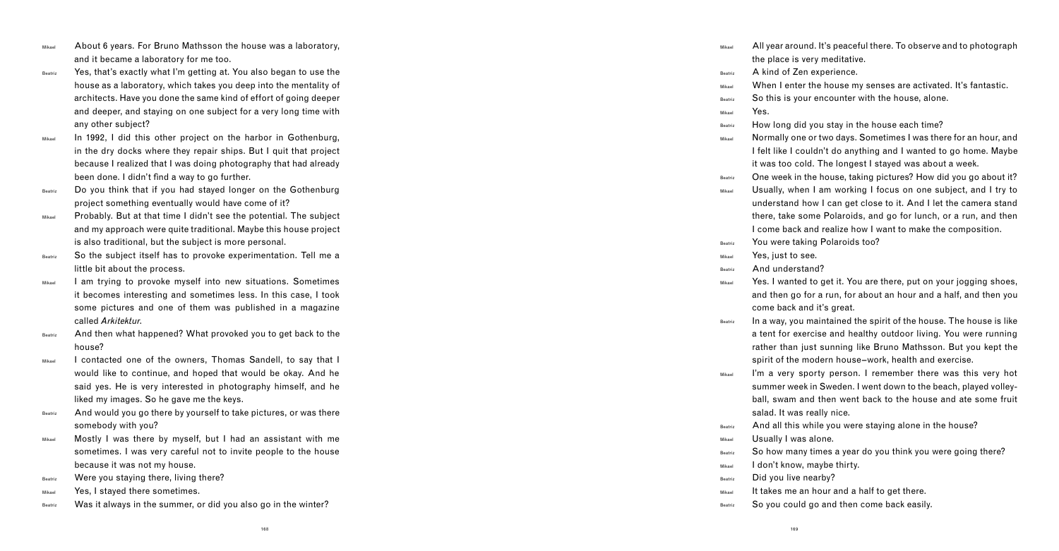**Mikael** About 6 years. For Bruno Mathsson the house was a laboratory, and it became a laboratory for me too.

**Beatriz** Yes, that's exactly what I'm getting at. You also began to use the house as a laboratory, which takes you deep into the mentality of architects. Have you done the same kind of effort of going deeper and deeper, and staying on one subject for a very long time with any other subject?

**Mikael** In 1992, I did this other project on the harbor in Gothenburg, in the dry docks where they repair ships. But I quit that project because I realized that I was doing photography that had already been done. I didn't find a way to go further.

**Beatriz** Do you think that if you had stayed longer on the Gothenburg project something eventually would have come of it?

**Mikael** Probably. But at that time I didn't see the potential. The subject and my approach were quite traditional. Maybe this house project is also traditional, but the subject is more personal.

**Beatriz** So the subject itself has to provoke experimentation. Tell me a little bit about the process.

**Mikael** I am trying to provoke myself into new situations. Sometimes it becomes interesting and sometimes less. In this case, I took some pictures and one of them was published in a magazine called *Arkitektur*.

**Beatriz** And then what happened? What provoked you to get back to the house?

**Mikael** I contacted one of the owners, Thomas Sandell, to say that I would like to continue, and hoped that would be okay. And he said yes. He is very interested in photography himself, and he liked my images. So he gave me the keys.

**Beatriz** And would you go there by yourself to take pictures, or was there somebody with you?

**Mikael** Mostly I was there by myself, but I had an assistant with me sometimes. I was very careful not to invite people to the house because it was not my house.

**Beatriz** Were you staying there, living there?

**Mikael** Yes, I stayed there sometimes.

**Beatriz** Was it always in the summer, or did you also go in the winter?

**Mikael** All year around. It's peaceful there. To observe and to photograph the place is very meditative.

**Beatriz** A kind of Zen experience.

**Mikael** When I enter the house my senses are activated. It's fantastic.

**Beatriz** So this is your encounter with the house, alone.

**Mikael** Yes.

**Beatriz** How long did you stay in the house each time?

**Mikael** Normally one or two days. Sometimes I was there for an hour, and I felt like I couldn't do anything and I wanted to go home. Maybe it was too cold. The longest I stayed was about a week.

**Beatriz** One week in the house, taking pictures? How did you go about it?

**Mikael** Usually, when I am working I focus on one subject, and I try to understand how I can get close to it. And I let the camera stand there, take some Polaroids, and go for lunch, or a run, and then I come back and realize how I want to make the composition.

**Beatriz** You were taking Polaroids too?

**Mikael** Yes, just to see.

**Beatriz** And understand?

**Mikael** Yes. I wanted to get it. You are there, put on your jogging shoes, and then go for a run, for about an hour and a half, and then you come back and it's great.

**Beatriz** In a way, you maintained the spirit of the house. The house is like a tent for exercise and healthy outdoor living. You were running rather than just sunning like Bruno Mathsson. But you kept the spirit of the modern house–work, health and exercise.

**Mikael** I'm a very sporty person. I remember there was this very hot summer week in Sweden. I went down to the beach, played volleyball, swam and then went back to the house and ate some fruit salad. It was really nice.

**Beatriz** And all this while you were staying alone in the house?

**Mikael** Usually I was alone.

**Beatriz** So how many times a year do you think you were going there?

**Mikael** I don't know, maybe thirty.

**Beatriz** Did you live nearby?

**Mikael** It takes me an hour and a half to get there.

**Beatriz** So you could go and then come back easily.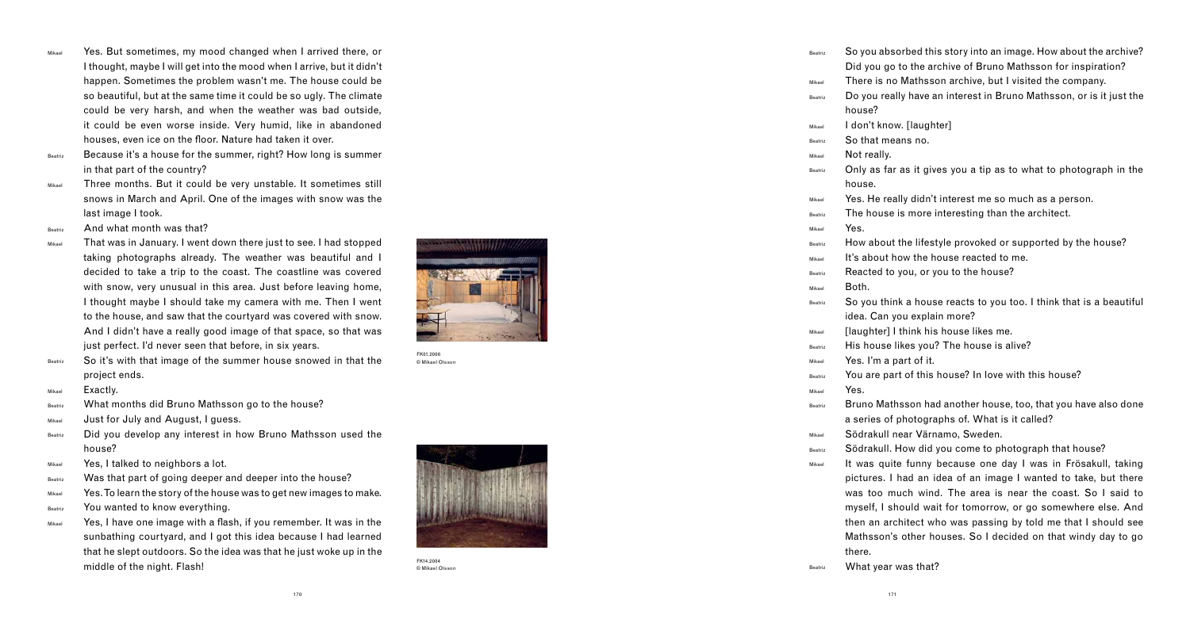**Mikael** Yes. But sometimes, my mood changed when I arrived there, or I thought, maybe I will get into the mood when I arrive, but it didn't happen. Sometimes the problem wasn't me. The house could be so beautiful, but at the same time it could be so ugly. The climate could be very harsh, and when the weather was bad outside, it could be even worse inside. Very humid, like in abandoned houses, even ice on the floor. Nature had taken it over.

**Beatriz** Because it's a house for the summer, right? How long is summer in that part of the country?

**Mikael** Three months. But it could be very unstable. It sometimes still snows in March and April. One of the images with snow was the last image I took.

**Beatriz** And what month was that?

**Mikael** That was in January. I went down there just to see. I had stopped taking photographs already. The weather was beautiful and I decided to take a trip to the coast. The coastline was covered with snow, very unusual in this area. Just before leaving home, I thought maybe I should take my camera with me. Then I went to the house, and saw that the courtyard was covered with snow. And I didn't have a really good image of that space, so that was just perfect. I'd never seen that before, in six years.

**Beatriz** So it's with that image of the summer house snowed in that the project ends.

**Mikael** Exactly.

**Beatriz** What months did Bruno Mathsson go to the house?

**Mikael** Just for July and August, I guess.

**Beatriz** Did you develop any interest in how Bruno Mathsson used the house?

**Mikael** Yes, I talked to neighbors a lot.

**Beatriz** Was that part of going deeper and deeper into the house?

**Mikael** Yes. To learn the story of the house was to get new images to make.

**Beatriz** You wanted to know everything.

**Mikael** Yes, I have one image with a flash, if you remember. It was in the sunbathing courtyard, and I got this idea because I had learned that he slept outdoors. So the idea was that he just woke up in the middle of the night. Flash!

FK01.2006
© Mikael Olsson

FK14.2004
© Mikael Olsson

**Beatriz** So you absorbed this story into an image. How about the archive? Did you go to the archive of Bruno Mathsson for inspiration?

**Mikael** There is no Mathsson archive, but I visited the company.

**Beatriz** Do you really have an interest in Bruno Mathsson, or is it just the house?

**Mikael** I don't know. [laughter]

**Beatriz** So that means no.

**Mikael** Not really.

**Beatriz** Only as far as it gives you a tip as to what to photograph in the house.

**Mikael** Yes. He really didn't interest me so much as a person.

**Beatriz** The house is more interesting than the architect.

**Mikael** Yes.

**Beatriz** How about the lifestyle provoked or supported by the house?

**Mikael** It's about how the house reacted to me.

**Beatriz** Reacted to you, or you to the house?

**Mikael** Both.

**Beatriz** So you think a house reacts to you too. I think that is a beautiful idea. Can you explain more?

**Mikael** [laughter] I think his house likes me.

**Beatriz** His house likes you? The house is alive?

**Mikael** Yes. I'm a part of it.

**Beatriz** You are part of this house? In love with this house?

**Mikael** Yes.

**Beatriz** Bruno Mathsson had another house, too, that you have also done a series of photographs of. What is it called?

**Mikael** Södrakull near Värnamo, Sweden.

**Beatriz** Södrakull. How did you come to photograph that house?

**Mikael** It was quite funny because one day I was in Frösakull, taking pictures. I had an idea of an image I wanted to take, but there was too much wind. The area is near the coast. So I said to myself, I should wait for tomorrow, or go somewhere else. And then an architect who was passing by told me that I should see Mathsson's other houses. So I decided on that windy day to go there.

**Beatriz** What year was that?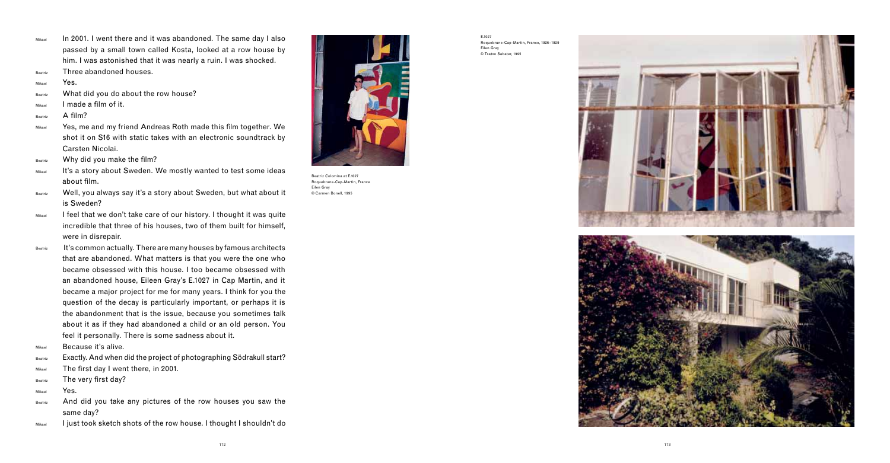Mikael In 2001. I went there and it was abandoned. The same day I also passed by a small town called Kosta, looked at a row house by him. I was astonished that it was nearly a ruin. I was shocked.

Beatriz Three abandoned houses.

Mikael Yes.

Beatriz What did you do about the row house?

Mikael I made a film of it.

Beatriz A film?

Mikael Yes, me and my friend Andreas Roth made this film together. We shot it on S16 with static takes with an electronic soundtrack by Carsten Nicolai.

Beatriz Why did you make the film?

Mikael It's a story about Sweden. We mostly wanted to test some ideas about film.

Beatriz Well, you always say it's a story about Sweden, but what about it is Sweden?

Mikael I feel that we don't take care of our history. I thought it was quite incredible that three of his houses, two of them built for himself, were in disrepair.

Beatriz It's common actually. There are many houses by famous architects that are abandoned. What matters is that you were the one who became obsessed with this house. I too became obsessed with an abandoned house, Eileen Gray's E.1027 in Cap Martin, and it became a major project for me for many years. I think for you the question of the decay is particularly important, or perhaps it is the abandonment that is the issue, because you sometimes talk about it as if they had abandoned a child or an old person. You feel it personally. There is some sadness about it.

Mikael Because it's alive.

Beatriz Exactly. And when did the project of photographing Södrakull start?

Mikael The first day I went there, in 2001.

Beatriz The very first day?

Mikael Yes.

Beatriz And did you take any pictures of the row houses you saw the same day?

Mikael I just took sketch shots of the row house. I thought I shouldn't do

Beatriz Colomina at E.1027
Roquebrune-Cap-Martin, France
Eilen Gray
© Carmen Bonell, 1995

E.1027
Roquebrune-Cap-Martin, France, 1926–1929
Eilen Gray
© Txatxo Sabater, 1995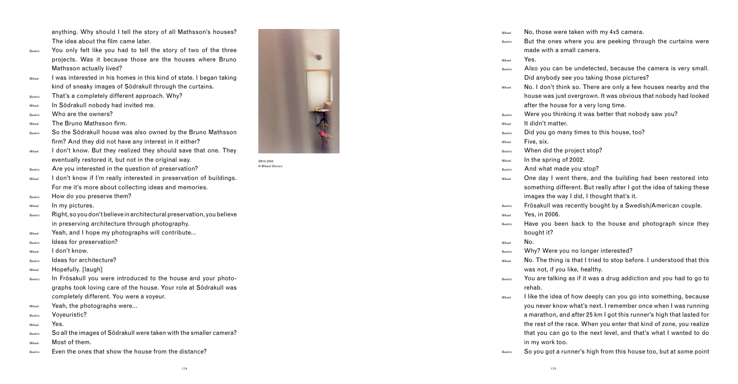anything. Why should I tell the story of all Mathsson's houses? The idea about the film came later.

**Beatriz** You only felt like you had to tell the story of two of the three projects. Was it because those are the houses where Bruno Mathsson actually lived?

**Mikael** I was interested in his homes in this kind of state. I began taking kind of sneaky images of Södrakull through the curtains.

**Beatriz** That's a completely different approach. Why?

**Mikael** In Södrakull nobody had invited me.

**Beatriz** Who are the owners?

**Mikael** The Bruno Mathsson firm.

**Beatriz** So the Södrakull house was also owned by the Bruno Mathsson firm? And they did not have any interest in it either?

**Mikael** I don't know. But they realized they should save that one. They eventually restored it, but not in the original way.

**Beatriz** Are you interested in the question of preservation?

**Mikael** I don't know if I'm really interested in preservation of buildings. For me it's more about collecting ideas and memories.

**Beatriz** How do you preserve them?

**Mikael** In my pictures.

**Beatriz** Right, so you don't believe in architectural preservation, you believe in preserving architecture through photography.

**Mikael** Yeah, and I hope my photographs will contribute...

**Beatriz** Ideas for preservation?

**Mikael** I don't know.

**Beatriz** Ideas for architecture?

**Mikael** Hopefully. [laugh]

**Beatriz** In Frösakull you were introduced to the house and your photographs took loving care of the house. Your role at Södrakull was completely different. You were a voyeur.

**Mikael** Yeah, the photographs were...

**Beatriz** Voyeuristic?

**Mikael** Yes.

**Beatriz** So all the images of Södrakull were taken with the smaller camera?

**Mikael** Most of them.

**Beatriz** Even the ones that show the house from the distance?

SK12.2002
© Mikael Olsson

**Mikael** No, those were taken with my 4x5 camera.

**Beatriz** But the ones where you are peeking through the curtains were made with a small camera.

**Mikael** Yes.

**Beatriz** Also you can be undetected, because the camera is very small. Did anybody see you taking those pictures?

**Mikael** No. I don't think so. There are only a few houses nearby and the house was just overgrown. It was obvious that nobody had looked after the house for a very long time.

**Beatriz** Were you thinking it was better that nobody saw you?

**Mikael** It didn't matter.

**Beatriz** Did you go many times to this house, too?

**Mikael** Five, six.

**Beatriz** When did the project stop?

**Mikael** In the spring of 2002.

**Beatriz** And what made you stop?

**Mikael** One day I went there, and the building had been restored into something different. But really after I got the idea of taking these images the way I did, I thought that's it.

**Beatriz** Frösakull was recently bought by a Swedish/American couple.

**Mikael** Yes, in 2006.

**Beatriz** Have you been back to the house and photograph since they bought it?

**Mikael** No.

**Beatriz** Why? Were you no longer interested?

**Mikael** No. The thing is that I tried to stop before. I understood that this was not, if you like, healthy.

**Beatriz** You are talking as if it was a drug addiction and you had to go to rehab.

**Mikael** I like the idea of how deeply can you go into something, because you never know what's next. I remember once when I was running a marathon, and after 25 km I got this runner's high that lasted for the rest of the race. When you enter that kind of zone, you realize that you can go to the next level, and that's what I wanted to do in my work too.

**Beatriz** So you got a runner's high from this house too, but at some point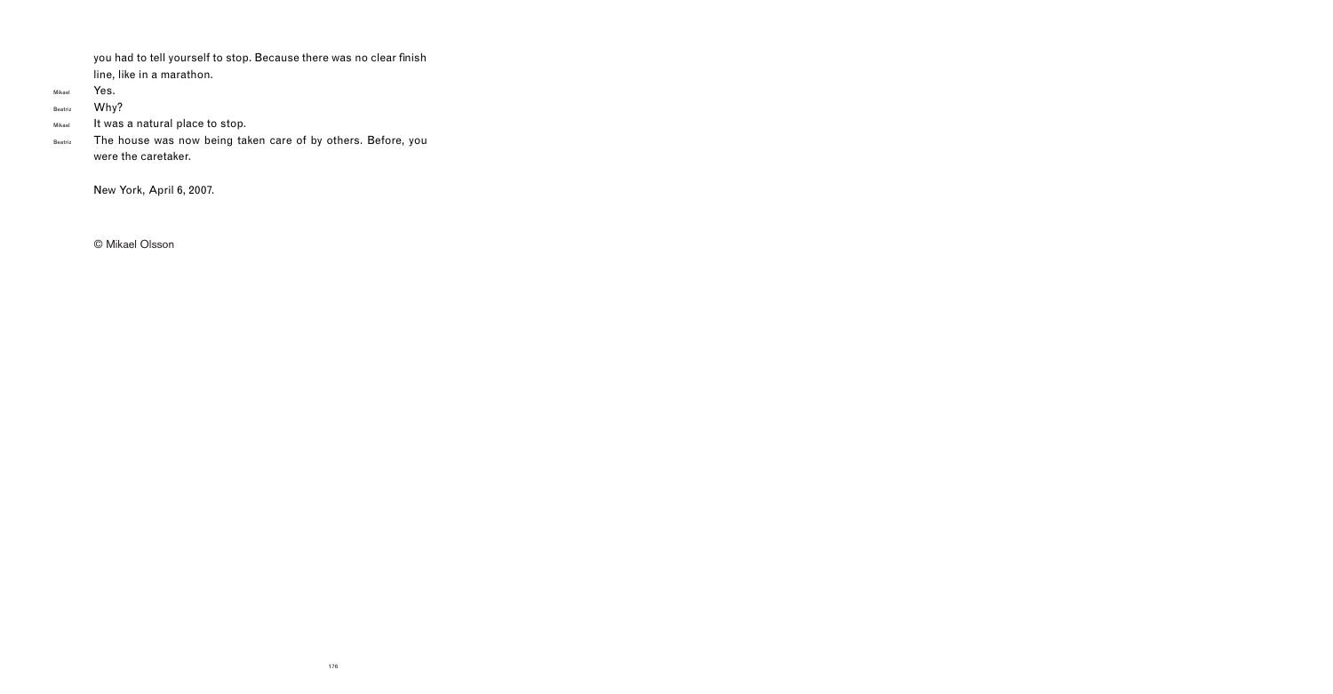you had to tell yourself to stop. Because there was no clear finish line, like in a marathon.

**Mikael** Yes.

**Beatriz** Why?

**Mikael** It was a natural place to stop.

**Beatriz** The house was now being taken care of by others. Before, you were the caretaker.

New York, April 6, 2007.

© Mikael Olsson